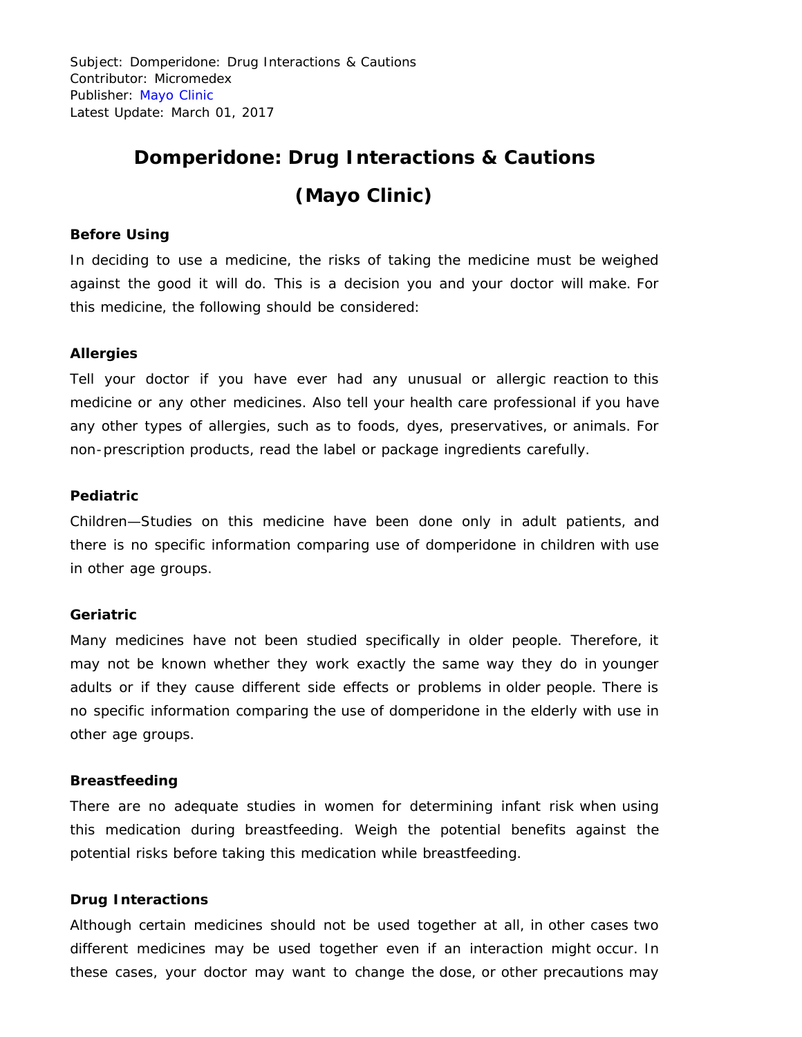Subject: Domperidone: Drug Interactions & Cautions
Contributor: Micromedex
Publisher: Mayo Clinic
Latest Update: March 01, 2017

# Domperidone: Drug Interactions & Cautions (Mayo Clinic)

### Before Using

In deciding to use a medicine, the risks of taking the medicine must be weighed against the good it will do. This is a decision you and your doctor will make. For this medicine, the following should be considered:

### Allergies

Tell your doctor if you have ever had any unusual or allergic reaction to this medicine or any other medicines. Also tell your health care professional if you have any other types of allergies, such as to foods, dyes, preservatives, or animals. For non-prescription products, read the label or package ingredients carefully.

### Pediatric

Children—Studies on this medicine have been done only in adult patients, and there is no specific information comparing use of domperidone in children with use in other age groups.

### Geriatric

Many medicines have not been studied specifically in older people. Therefore, it may not be known whether they work exactly the same way they do in younger adults or if they cause different side effects or problems in older people. There is no specific information comparing the use of domperidone in the elderly with use in other age groups.

### Breastfeeding

There are no adequate studies in women for determining infant risk when using this medication during breastfeeding. Weigh the potential benefits against the potential risks before taking this medication while breastfeeding.

### Drug Interactions

Although certain medicines should not be used together at all, in other cases two different medicines may be used together even if an interaction might occur. In these cases, your doctor may want to change the dose, or other precautions may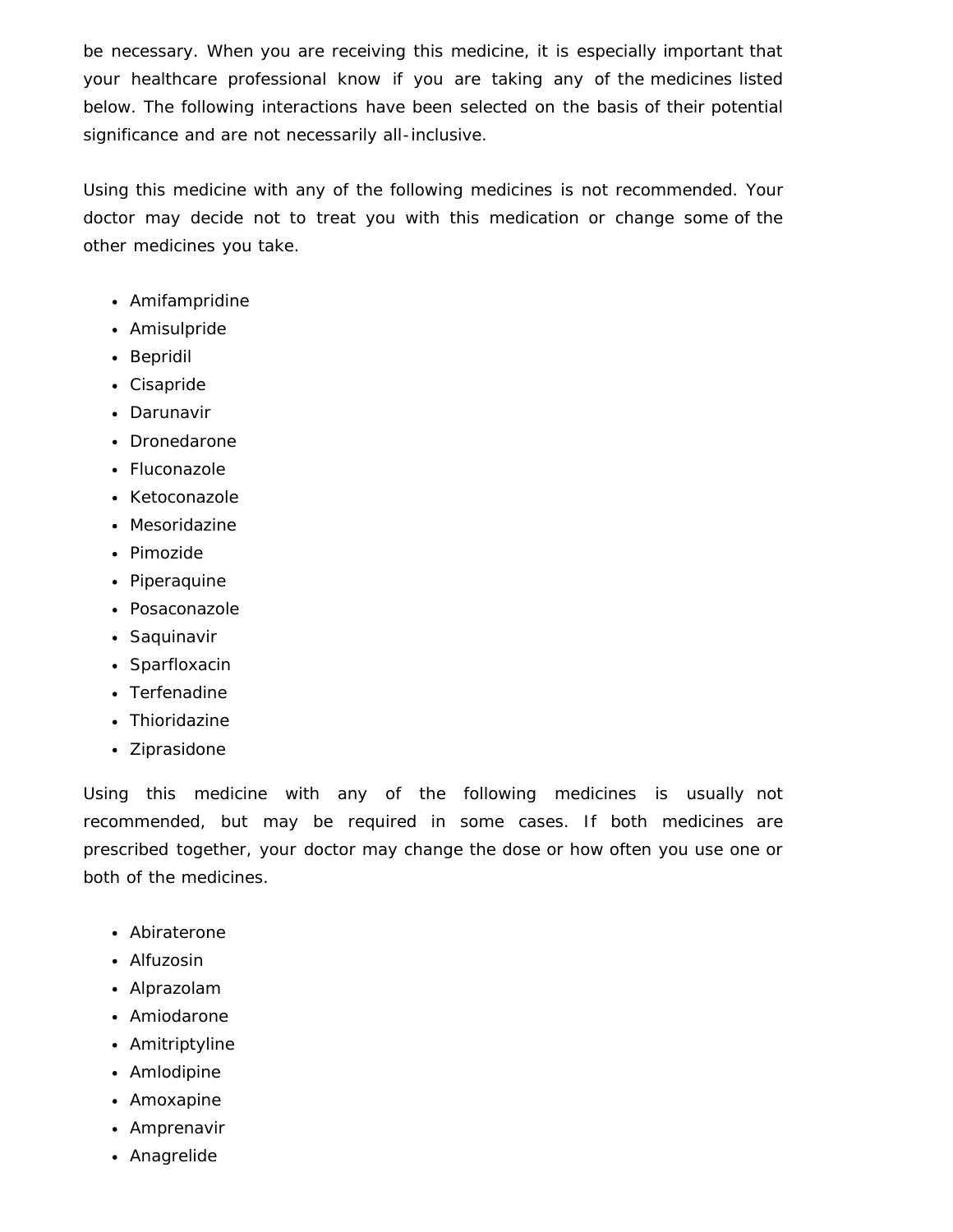be necessary. When you are receiving this medicine, it is especially important that your healthcare professional know if you are taking any of the medicines listed below. The following interactions have been selected on the basis of their potential significance and are not necessarily all-inclusive.

Using this medicine with any of the following medicines is not recommended. Your doctor may decide not to treat you with this medication or change some of the other medicines you take.

- Amifampridine
- Amisulpride
- Bepridil
- Cisapride
- Darunavir
- Dronedarone
- Fluconazole
- Ketoconazole
- Mesoridazine
- Pimozide
- Piperaquine
- Posaconazole
- Saquinavir
- Sparfloxacin
- Terfenadine
- Thioridazine
- Ziprasidone

Using this medicine with any of the following medicines is usually not recommended, but may be required in some cases. If both medicines are prescribed together, your doctor may change the dose or how often you use one or both of the medicines.

- Abiraterone
- Alfuzosin
- Alprazolam
- Amiodarone
- Amitriptyline
- Amlodipine
- Amoxapine
- Amprenavir
- Anagrelide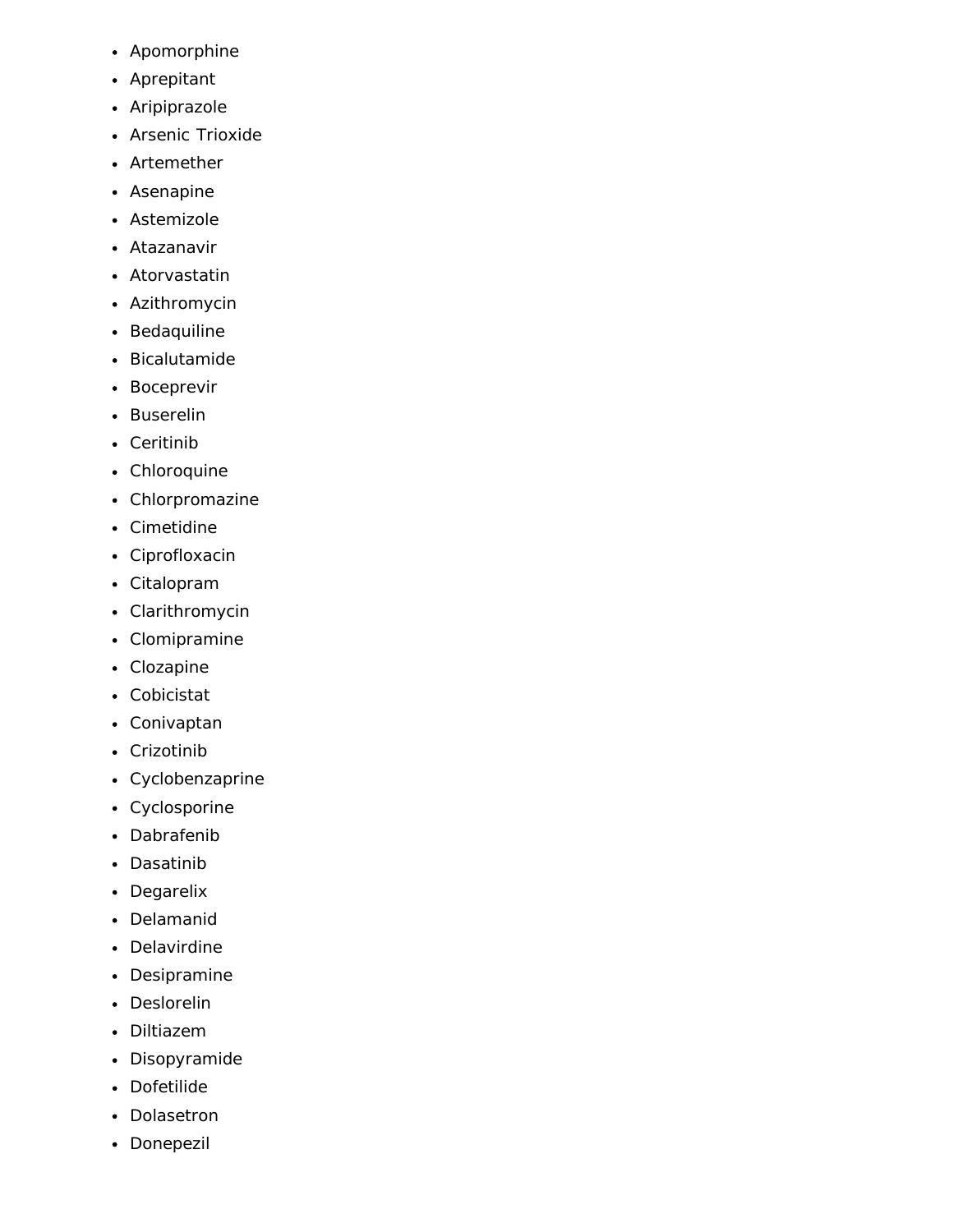- Apomorphine
- Aprepitant
- Aripiprazole
- Arsenic Trioxide
- Artemether
- Asenapine
- Astemizole
- Atazanavir
- Atorvastatin
- Azithromycin
- Bedaquiline
- Bicalutamide
- Boceprevir
- Buserelin
- Ceritinib
- Chloroquine
- Chlorpromazine
- Cimetidine
- Ciprofloxacin
- Citalopram
- Clarithromycin
- Clomipramine
- Clozapine
- Cobicistat
- Conivaptan
- Crizotinib
- Cyclobenzaprine
- Cyclosporine
- Dabrafenib
- Dasatinib
- Degarelix
- Delamanid
- Delavirdine
- Desipramine
- Deslorelin
- Diltiazem
- Disopyramide
- Dofetilide
- Dolasetron
- Donepezil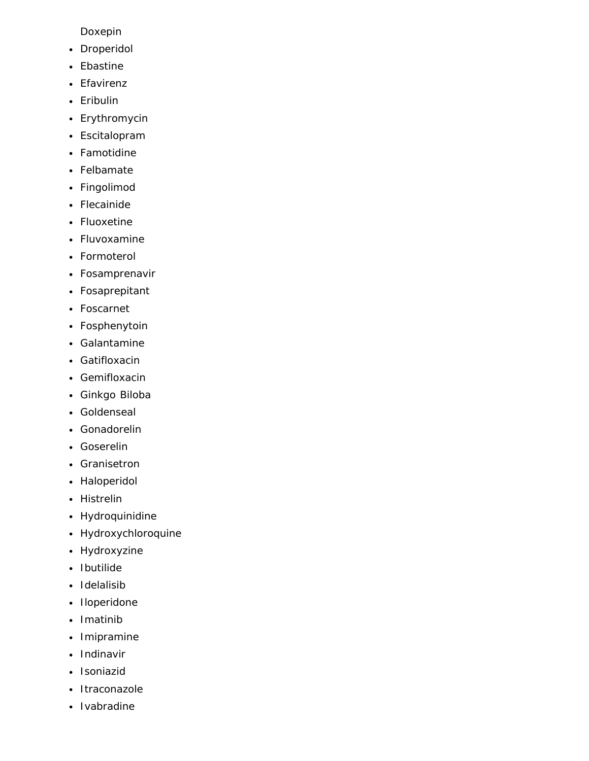Doxepin

- Droperidol
- Ebastine
- Efavirenz
- Eribulin
- Erythromycin
- Escitalopram
- Famotidine
- Felbamate
- Fingolimod
- Flecainide
- Fluoxetine
- Fluvoxamine
- Formoterol
- Fosamprenavir
- Fosaprepitant
- Foscarnet
- Fosphenytoin
- Galantamine
- Gatifloxacin
- Gemifloxacin
- Ginkgo Biloba
- Goldenseal
- Gonadorelin
- Goserelin
- Granisetron
- Haloperidol
- Histrelin
- Hydroquinidine
- Hydroxychloroquine
- Hydroxyzine
- Ibutilide
- Idelalisib
- Iloperidone
- Imatinib
- Imipramine
- Indinavir
- Isoniazid
- Itraconazole
- Ivabradine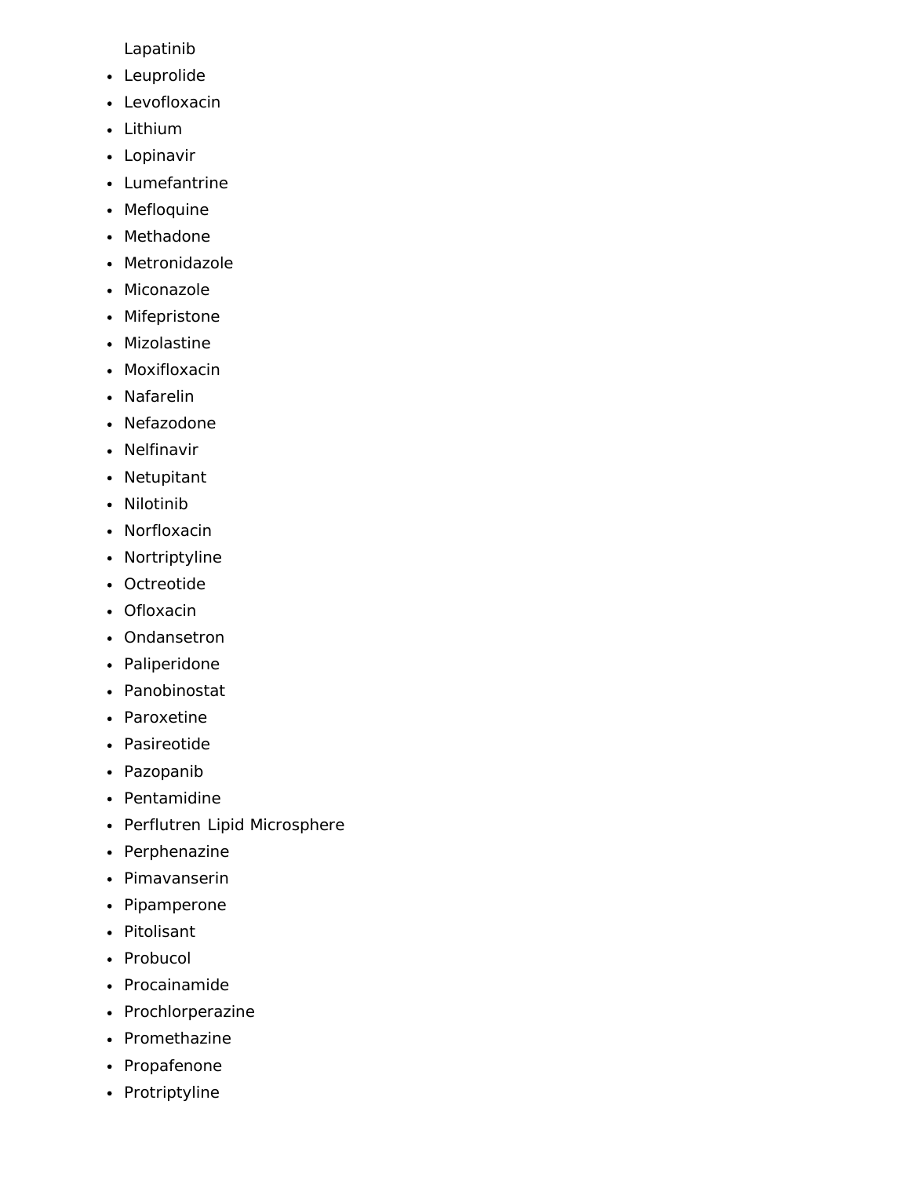Lapatinib

- Leuprolide
- Levofloxacin
- Lithium
- Lopinavir
- Lumefantrine
- Mefloquine
- Methadone
- Metronidazole
- Miconazole
- Mifepristone
- Mizolastine
- Moxifloxacin
- Nafarelin
- Nefazodone
- Nelfinavir
- Netupitant
- Nilotinib
- Norfloxacin
- Nortriptyline
- Octreotide
- Ofloxacin
- Ondansetron
- Paliperidone
- Panobinostat
- Paroxetine
- Pasireotide
- Pazopanib
- Pentamidine
- Perflutren Lipid Microsphere
- Perphenazine
- Pimavanserin
- Pipamperone
- Pitolisant
- Probucol
- Procainamide
- Prochlorperazine
- Promethazine
- Propafenone
- Protriptyline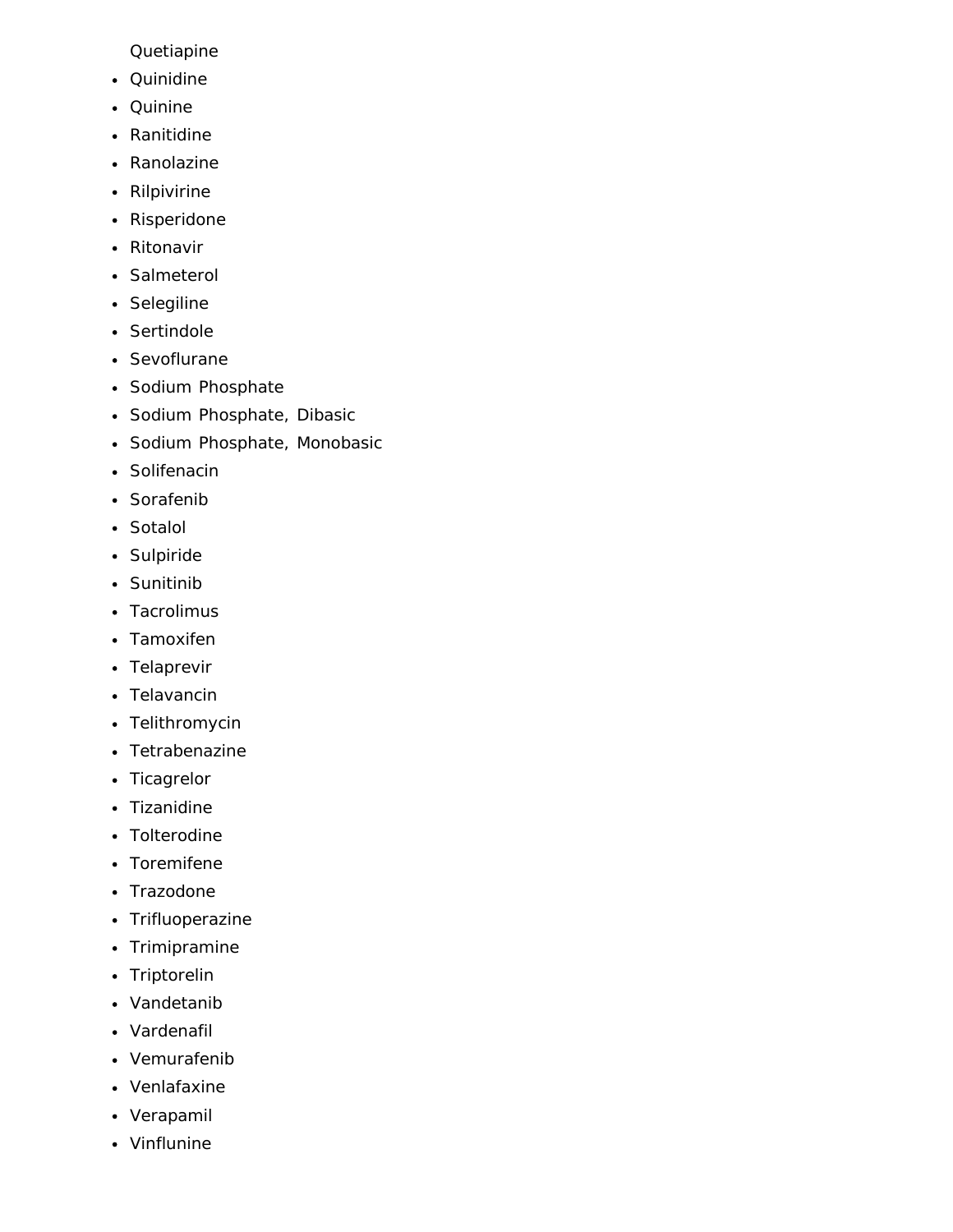- Quetiapine
- Quinidine
- Quinine
- Ranitidine
- Ranolazine
- Rilpivirine
- Risperidone
- Ritonavir
- Salmeterol
- Selegiline
- Sertindole
- Sevoflurane
- Sodium Phosphate
- Sodium Phosphate, Dibasic
- Sodium Phosphate, Monobasic
- Solifenacin
- Sorafenib
- Sotalol
- Sulpiride
- Sunitinib
- Tacrolimus
- Tamoxifen
- Telaprevir
- Telavancin
- Telithromycin
- Tetrabenazine
- Ticagrelor
- Tizanidine
- Tolterodine
- Toremifene
- Trazodone
- Trifluoperazine
- Trimipramine
- Triptorelin
- Vandetanib
- Vardenafil
- Vemurafenib
- Venlafaxine
- Verapamil
- Vinflunine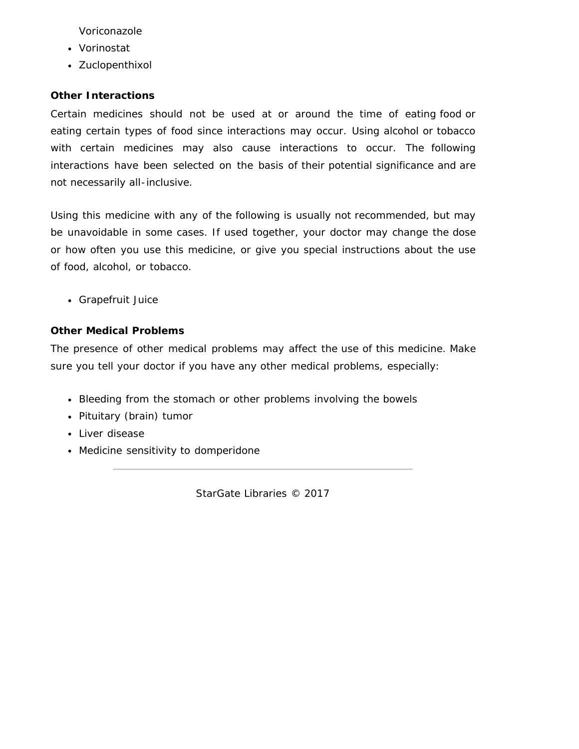- Voriconazole
- Vorinostat
- Zuclopenthixol

**Other Interactions**

Certain medicines should not be used at or around the time of eating food or eating certain types of food since interactions may occur. Using alcohol or tobacco with certain medicines may also cause interactions to occur. The following interactions have been selected on the basis of their potential significance and are not necessarily all-inclusive.

Using this medicine with any of the following is usually not recommended, but may be unavoidable in some cases. If used together, your doctor may change the dose or how often you use this medicine, or give you special instructions about the use of food, alcohol, or tobacco.

- Grapefruit Juice

**Other Medical Problems**

The presence of other medical problems may affect the use of this medicine. Make sure you tell your doctor if you have any other medical problems, especially:

- Bleeding from the stomach or other problems involving the bowels
- Pituitary (brain) tumor
- Liver disease
- Medicine sensitivity to domperidone

---

StarGate Libraries © 2017